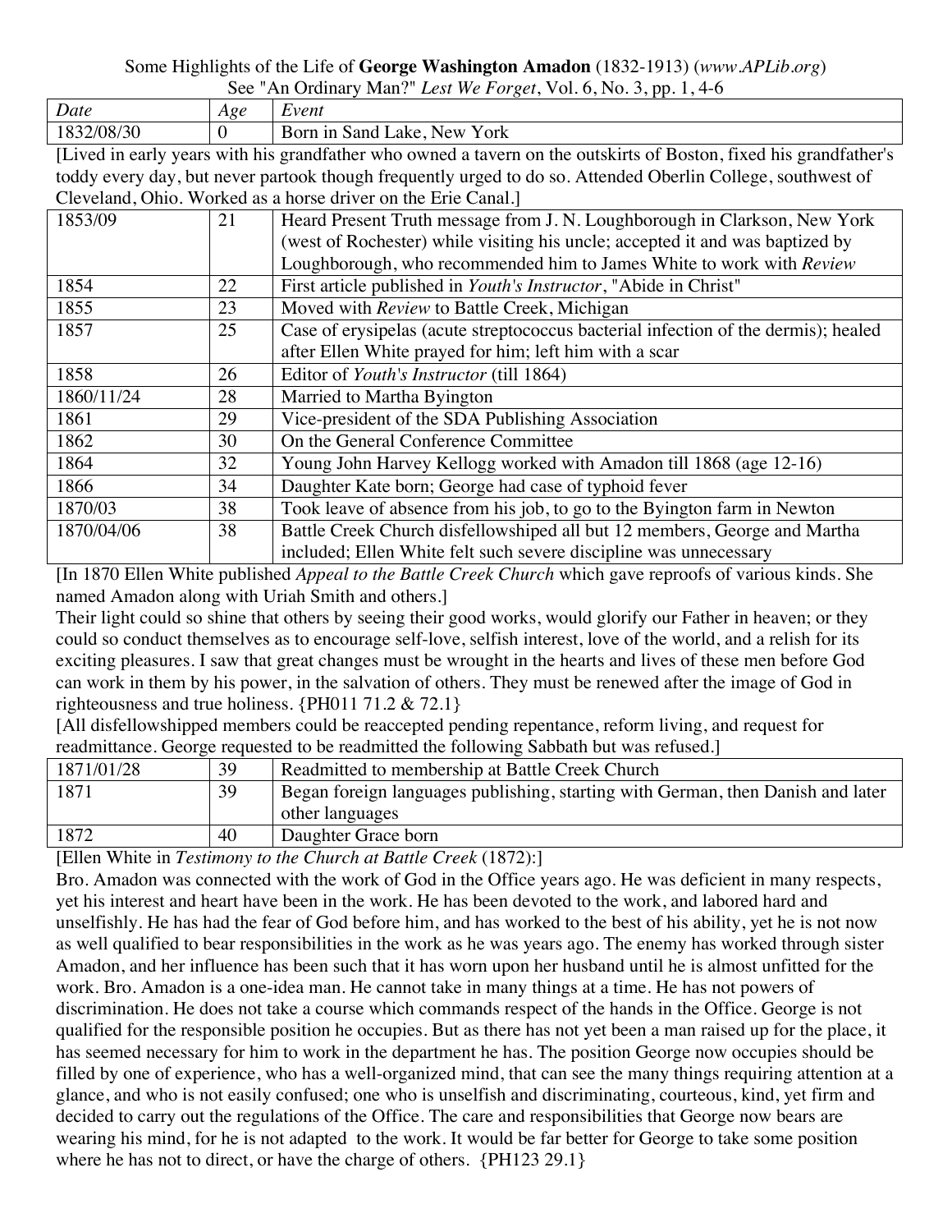Some Highlights of the Life of **George Washington Amadon** (1832-1913) (*www.APLib.org*)
See "An Ordinary Man?" *Lest We Forget*, Vol. 6, No. 3, pp. 1, 4-6

| *Date* | *Age* | *Event* |
|---|---|---|
| 1832/08/30 | 0 | Born in Sand Lake, New York |

[Lived in early years with his grandfather who owned a tavern on the outskirts of Boston, fixed his grandfather's toddy every day, but never partook though frequently urged to do so. Attended Oberlin College, southwest of Cleveland, Ohio. Worked as a horse driver on the Erie Canal.]

| *Date* | *Age* | *Event* |
|---|---|---|
| 1853/09 | 21 | Heard Present Truth message from J. N. Loughborough in Clarkson, New York (west of Rochester) while visiting his uncle; accepted it and was baptized by Loughborough, who recommended him to James White to work with *Review* |
| 1854 | 22 | First article published in *Youth's Instructor*, "Abide in Christ" |
| 1855 | 23 | Moved with *Review* to Battle Creek, Michigan |
| 1857 | 25 | Case of erysipelas (acute streptococcus bacterial infection of the dermis); healed after Ellen White prayed for him; left him with a scar |
| 1858 | 26 | Editor of *Youth's Instructor* (till 1864) |
| 1860/11/24 | 28 | Married to Martha Byington |
| 1861 | 29 | Vice-president of the SDA Publishing Association |
| 1862 | 30 | On the General Conference Committee |
| 1864 | 32 | Young John Harvey Kellogg worked with Amadon till 1868 (age 12-16) |
| 1866 | 34 | Daughter Kate born; George had case of typhoid fever |
| 1870/03 | 38 | Took leave of absence from his job, to go to the Byington farm in Newton |
| 1870/04/06 | 38 | Battle Creek Church disfellowshiped all but 12 members, George and Martha included; Ellen White felt such severe discipline was unnecessary |

[In 1870 Ellen White published *Appeal to the Battle Creek Church* which gave reproofs of various kinds. She named Amadon along with Uriah Smith and others.]

Their light could so shine that others by seeing their good works, would glorify our Father in heaven; or they could so conduct themselves as to encourage self-love, selfish interest, love of the world, and a relish for its exciting pleasures. I saw that great changes must be wrought in the hearts and lives of these men before God can work in them by his power, in the salvation of others. They must be renewed after the image of God in righteousness and true holiness. {PH011 71.2 & 72.1}

[All disfellowshipped members could be reaccepted pending repentance, reform living, and request for readmittance. George requested to be readmitted the following Sabbath but was refused.]

| *Date* | *Age* | *Event* |
|---|---|---|
| 1871/01/28 | 39 | Readmitted to membership at Battle Creek Church |
| 1871 | 39 | Began foreign languages publishing, starting with German, then Danish and later other languages |
| 1872 | 40 | Daughter Grace born |

[Ellen White in *Testimony to the Church at Battle Creek* (1872):]

Bro. Amadon was connected with the work of God in the Office years ago. He was deficient in many respects, yet his interest and heart have been in the work. He has been devoted to the work, and labored hard and unselfishly. He has had the fear of God before him, and has worked to the best of his ability, yet he is not now as well qualified to bear responsibilities in the work as he was years ago. The enemy has worked through sister Amadon, and her influence has been such that it has worn upon her husband until he is almost unfitted for the work. Bro. Amadon is a one-idea man. He cannot take in many things at a time. He has not powers of discrimination. He does not take a course which commands respect of the hands in the Office. George is not qualified for the responsible position he occupies. But as there has not yet been a man raised up for the place, it has seemed necessary for him to work in the department he has. The position George now occupies should be filled by one of experience, who has a well-organized mind, that can see the many things requiring attention at a glance, and who is not easily confused; one who is unselfish and discriminating, courteous, kind, yet firm and decided to carry out the regulations of the Office. The care and responsibilities that George now bears are wearing his mind, for he is not adapted to the work. It would be far better for George to take some position where he has not to direct, or have the charge of others. {PH123 29.1}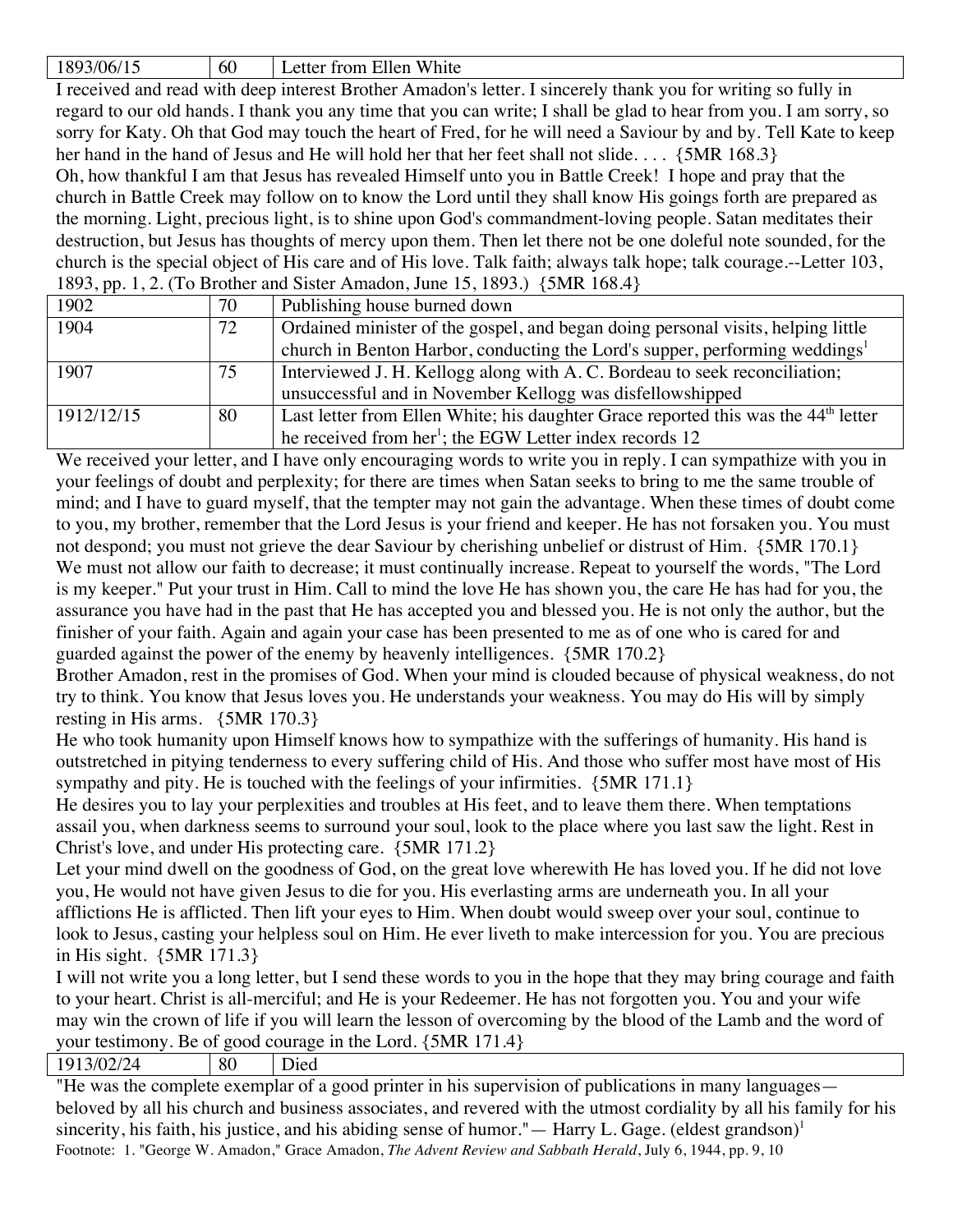| | | |
|---|---|---|
| 1893/06/15 | 60 | Letter from Ellen White |

I received and read with deep interest Brother Amadon's letter. I sincerely thank you for writing so fully in regard to our old hands. I thank you any time that you can write; I shall be glad to hear from you. I am sorry, so sorry for Katy. Oh that God may touch the heart of Fred, for he will need a Saviour by and by. Tell Kate to keep her hand in the hand of Jesus and He will hold her that her feet shall not slide. . . . {5MR 168.3}

Oh, how thankful I am that Jesus has revealed Himself unto you in Battle Creek! I hope and pray that the church in Battle Creek may follow on to know the Lord until they shall know His goings forth are prepared as the morning. Light, precious light, is to shine upon God's commandment-loving people. Satan meditates their destruction, but Jesus has thoughts of mercy upon them. Then let there not be one doleful note sounded, for the church is the special object of His care and of His love. Talk faith; always talk hope; talk courage.--Letter 103, 1893, pp. 1, 2. (To Brother and Sister Amadon, June 15, 1893.) {5MR 168.4}

| | | |
|---|---|---|
| 1902 | 70 | Publishing house burned down |
| 1904 | 72 | Ordained minister of the gospel, and began doing personal visits, helping little church in Benton Harbor, conducting the Lord's supper, performing weddings[1] |
| 1907 | 75 | Interviewed J. H. Kellogg along with A. C. Bordeau to seek reconciliation; unsuccessful and in November Kellogg was disfellowshipped |
| 1912/12/15 | 80 | Last letter from Ellen White; his daughter Grace reported this was the 44th letter he received from her[1]; the EGW Letter index records 12 |

We received your letter, and I have only encouraging words to write you in reply. I can sympathize with you in your feelings of doubt and perplexity; for there are times when Satan seeks to bring to me the same trouble of mind; and I have to guard myself, that the tempter may not gain the advantage. When these times of doubt come to you, my brother, remember that the Lord Jesus is your friend and keeper. He has not forsaken you. You must not despond; you must not grieve the dear Saviour by cherishing unbelief or distrust of Him. {5MR 170.1}

We must not allow our faith to decrease; it must continually increase. Repeat to yourself the words, "The Lord is my keeper." Put your trust in Him. Call to mind the love He has shown you, the care He has had for you, the assurance you have had in the past that He has accepted you and blessed you. He is not only the author, but the finisher of your faith. Again and again your case has been presented to me as of one who is cared for and guarded against the power of the enemy by heavenly intelligences. {5MR 170.2}

Brother Amadon, rest in the promises of God. When your mind is clouded because of physical weakness, do not try to think. You know that Jesus loves you. He understands your weakness. You may do His will by simply resting in His arms. {5MR 170.3}

He who took humanity upon Himself knows how to sympathize with the sufferings of humanity. His hand is outstretched in pitying tenderness to every suffering child of His. And those who suffer most have most of His sympathy and pity. He is touched with the feelings of your infirmities. {5MR 171.1}

He desires you to lay your perplexities and troubles at His feet, and to leave them there. When temptations assail you, when darkness seems to surround your soul, look to the place where you last saw the light. Rest in Christ's love, and under His protecting care. {5MR 171.2}

Let your mind dwell on the goodness of God, on the great love wherewith He has loved you. If he did not love you, He would not have given Jesus to die for you. His everlasting arms are underneath you. In all your afflictions He is afflicted. Then lift your eyes to Him. When doubt would sweep over your soul, continue to look to Jesus, casting your helpless soul on Him. He ever liveth to make intercession for you. You are precious in His sight. {5MR 171.3}

I will not write you a long letter, but I send these words to you in the hope that they may bring courage and faith to your heart. Christ is all-merciful; and He is your Redeemer. He has not forgotten you. You and your wife may win the crown of life if you will learn the lesson of overcoming by the blood of the Lamb and the word of your testimony. Be of good courage in the Lord. {5MR 171.4}

| | | |
|---|---|---|
| 1913/02/24 | 80 | Died |

"He was the complete exemplar of a good printer in his supervision of publications in many languages—beloved by all his church and business associates, and revered with the utmost cordiality by all his family for his sincerity, his faith, his justice, and his abiding sense of humor."— Harry L. Gage. (eldest grandson)[1]

Footnote: 1. "George W. Amadon," Grace Amadon, *The Advent Review and Sabbath Herald*, July 6, 1944, pp. 9, 10